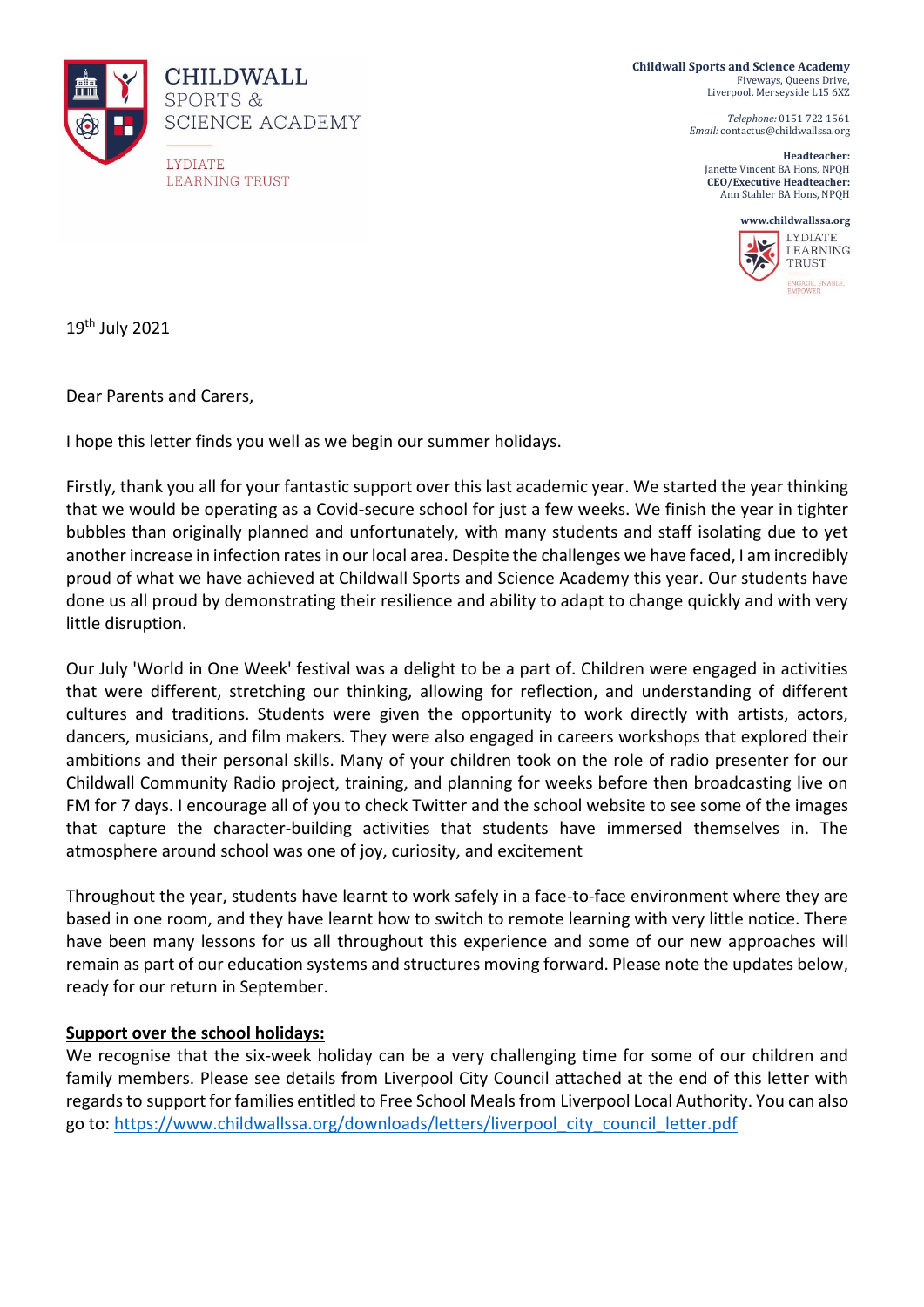CHILDWALL SPORTS & SCIENCE ACADEMY

LYDIATE LEARNING TRUST

**Childwall Sports and Science Academy**
Fiveways, Queens Drive,
Liverpool. Merseyside L15 6XZ

*Telephone:* 0151 722 1561
*Email:* contactus@childwallssa.org

**Headteacher:**
Janette Vincent BA Hons, NPQH
**CEO/Executive Headteacher:**
Ann Stahler BA Hons, NPQH

**www.childwallssa.org**

LYDIATE LEARNING TRUST
ENGAGE, ENABLE, EMPOWER

19th July 2021

Dear Parents and Carers,

I hope this letter finds you well as we begin our summer holidays.

Firstly, thank you all for your fantastic support over this last academic year. We started the year thinking that we would be operating as a Covid-secure school for just a few weeks. We finish the year in tighter bubbles than originally planned and unfortunately, with many students and staff isolating due to yet another increase in infection rates in our local area. Despite the challenges we have faced, I am incredibly proud of what we have achieved at Childwall Sports and Science Academy this year. Our students have done us all proud by demonstrating their resilience and ability to adapt to change quickly and with very little disruption.

Our July 'World in One Week' festival was a delight to be a part of. Children were engaged in activities that were different, stretching our thinking, allowing for reflection, and understanding of different cultures and traditions. Students were given the opportunity to work directly with artists, actors, dancers, musicians, and film makers. They were also engaged in careers workshops that explored their ambitions and their personal skills. Many of your children took on the role of radio presenter for our Childwall Community Radio project, training, and planning for weeks before then broadcasting live on FM for 7 days. I encourage all of you to check Twitter and the school website to see some of the images that capture the character-building activities that students have immersed themselves in. The atmosphere around school was one of joy, curiosity, and excitement

Throughout the year, students have learnt to work safely in a face-to-face environment where they are based in one room, and they have learnt how to switch to remote learning with very little notice. There have been many lessons for us all throughout this experience and some of our new approaches will remain as part of our education systems and structures moving forward. Please note the updates below, ready for our return in September.

**Support over the school holidays:**

We recognise that the six-week holiday can be a very challenging time for some of our children and family members. Please see details from Liverpool City Council attached at the end of this letter with regards to support for families entitled to Free School Meals from Liverpool Local Authority. You can also go to: https://www.childwallssa.org/downloads/letters/liverpool_city_council_letter.pdf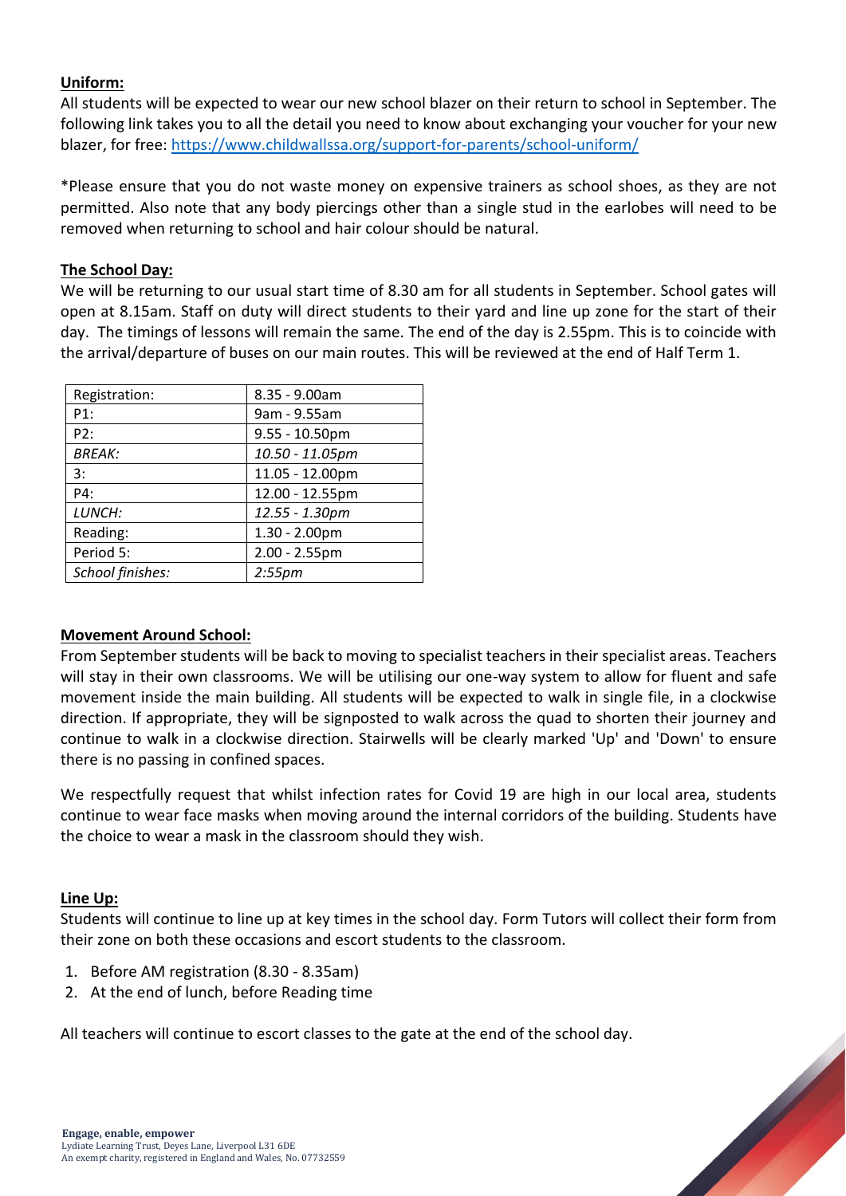**Uniform:**

All students will be expected to wear our new school blazer on their return to school in September. The following link takes you to all the detail you need to know about exchanging your voucher for your new blazer, for free: https://www.childwallssa.org/support-for-parents/school-uniform/

*Please ensure that you do not waste money on expensive trainers as school shoes, as they are not permitted. Also note that any body piercings other than a single stud in the earlobes will need to be removed when returning to school and hair colour should be natural.

**The School Day:**

We will be returning to our usual start time of 8.30 am for all students in September. School gates will open at 8.15am. Staff on duty will direct students to their yard and line up zone for the start of their day. The timings of lessons will remain the same. The end of the day is 2.55pm. This is to coincide with the arrival/departure of buses on our main routes. This will be reviewed at the end of Half Term 1.

| Registration: | 8.35 - 9.00am |
|---|---|
| P1: | 9am - 9.55am |
| P2: | 9.55 - 10.50pm |
| *BREAK:* | *10.50 - 11.05pm* |
| 3: | 11.05 - 12.00pm |
| P4: | 12.00 - 12.55pm |
| *LUNCH:* | *12.55 - 1.30pm* |
| Reading: | 1.30 - 2.00pm |
| Period 5: | 2.00 - 2.55pm |
| *School finishes:* | *2:55pm* |

**Movement Around School:**

From September students will be back to moving to specialist teachers in their specialist areas. Teachers will stay in their own classrooms. We will be utilising our one-way system to allow for fluent and safe movement inside the main building. All students will be expected to walk in single file, in a clockwise direction. If appropriate, they will be signposted to walk across the quad to shorten their journey and continue to walk in a clockwise direction. Stairwells will be clearly marked 'Up' and 'Down' to ensure there is no passing in confined spaces.

We respectfully request that whilst infection rates for Covid 19 are high in our local area, students continue to wear face masks when moving around the internal corridors of the building. Students have the choice to wear a mask in the classroom should they wish.

**Line Up:**

Students will continue to line up at key times in the school day. Form Tutors will collect their form from their zone on both these occasions and escort students to the classroom.

1. Before AM registration (8.30 - 8.35am)
2. At the end of lunch, before Reading time

All teachers will continue to escort classes to the gate at the end of the school day.

**Engage, enable, empower**
Lydiate Learning Trust, Deyes Lane, Liverpool L31 6DE
An exempt charity, registered in England and Wales, No. 07732559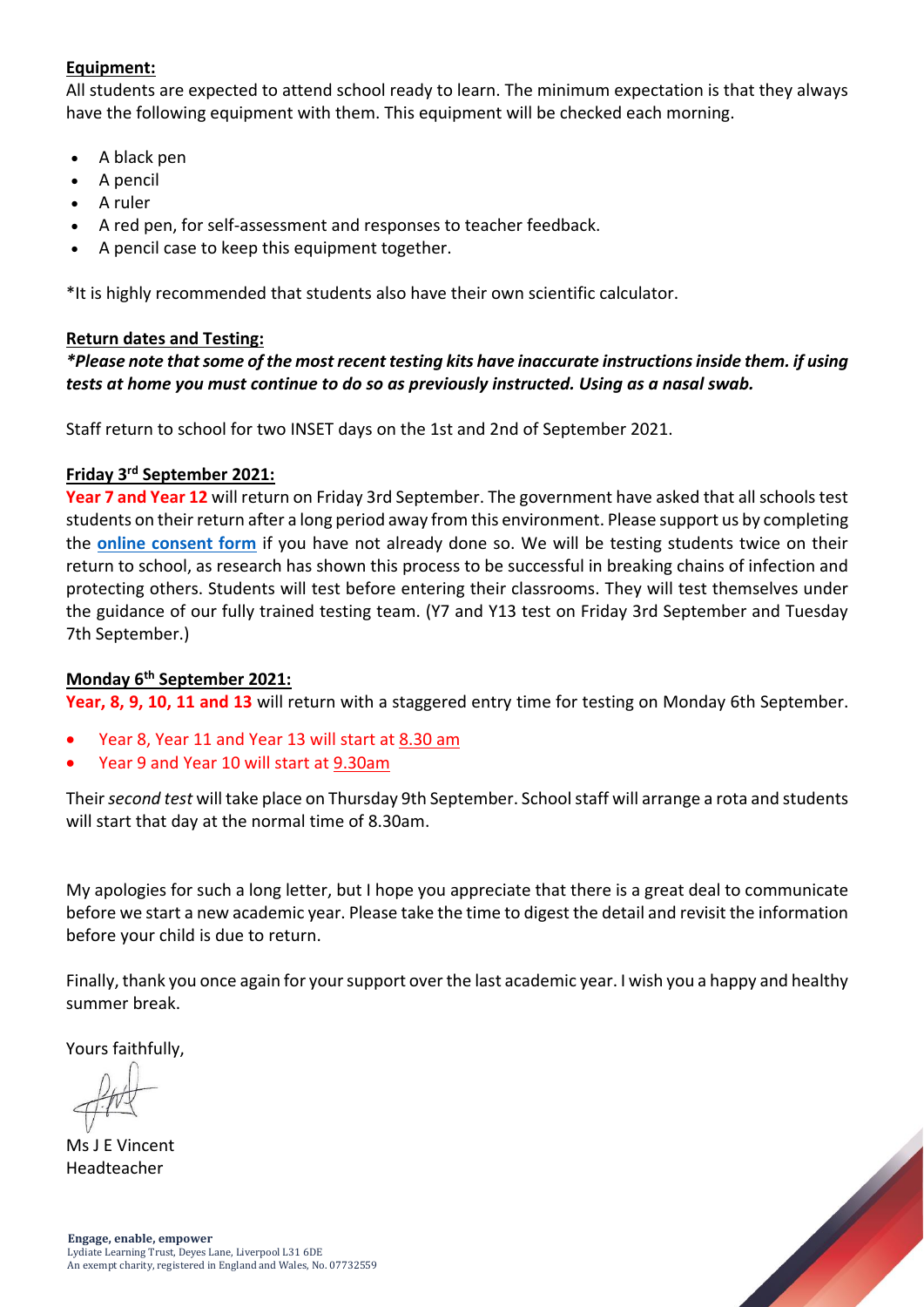**Equipment:**

All students are expected to attend school ready to learn. The minimum expectation is that they always have the following equipment with them. This equipment will be checked each morning.

- A black pen
- A pencil
- A ruler
- A red pen, for self-assessment and responses to teacher feedback.
- A pencil case to keep this equipment together.

*It is highly recommended that students also have their own scientific calculator.

**Return dates and Testing:**

***Please note that some of the most recent testing kits have inaccurate instructions inside them. if using tests at home you must continue to do so as previously instructed. Using as a nasal swab.***

Staff return to school for two INSET days on the 1st and 2nd of September 2021.

**Friday 3rd September 2021:**

**Year 7 and Year 12** will return on Friday 3rd September. The government have asked that all schools test students on their return after a long period away from this environment. Please support us by completing the **online consent form** if you have not already done so. We will be testing students twice on their return to school, as research has shown this process to be successful in breaking chains of infection and protecting others. Students will test before entering their classrooms. They will test themselves under the guidance of our fully trained testing team. (Y7 and Y13 test on Friday 3rd September and Tuesday 7th September.)

**Monday 6th September 2021:**

**Year, 8, 9, 10, 11 and 13** will return with a staggered entry time for testing on Monday 6th September.

- Year 8, Year 11 and Year 13 will start at 8.30 am
- Year 9 and Year 10 will start at 9.30am

Their *second test* will take place on Thursday 9th September. School staff will arrange a rota and students will start that day at the normal time of 8.30am.

My apologies for such a long letter, but I hope you appreciate that there is a great deal to communicate before we start a new academic year. Please take the time to digest the detail and revisit the information before your child is due to return.

Finally, thank you once again for your support over the last academic year. I wish you a happy and healthy summer break.

Yours faithfully,

Ms J E Vincent
Headteacher

**Engage, enable, empower**
Lydiate Learning Trust, Deyes Lane, Liverpool L31 6DE
An exempt charity, registered in England and Wales, No. 07732559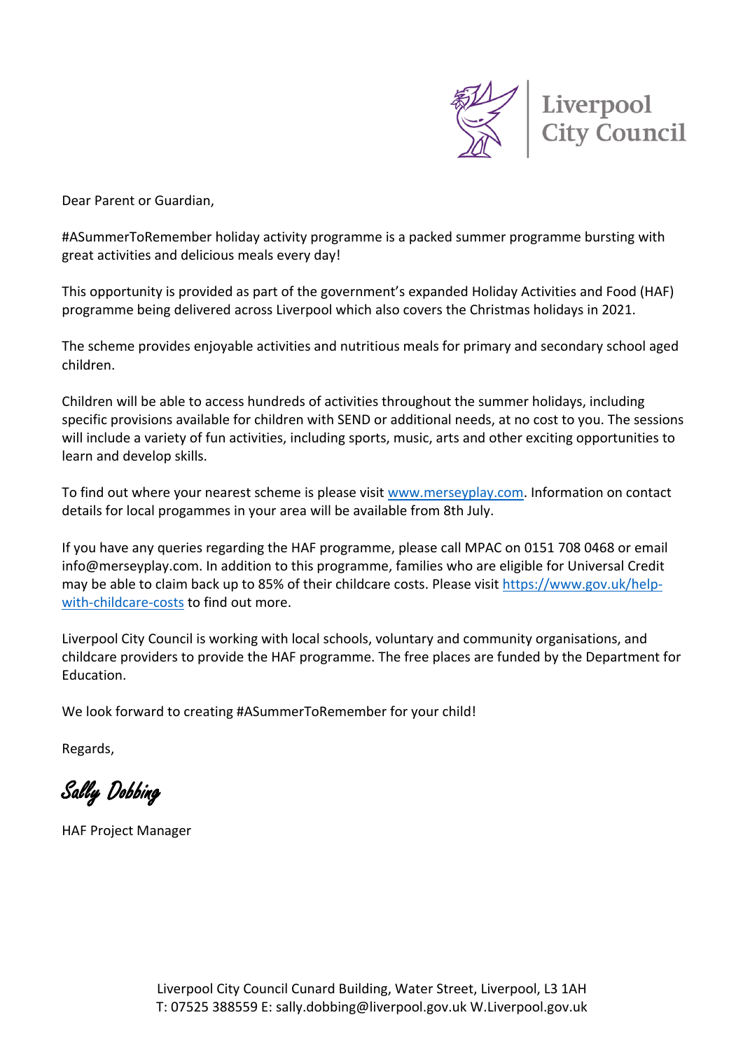Liverpool City Council

Dear Parent or Guardian,

#ASummerToRemember holiday activity programme is a packed summer programme bursting with great activities and delicious meals every day!

This opportunity is provided as part of the government's expanded Holiday Activities and Food (HAF) programme being delivered across Liverpool which also covers the Christmas holidays in 2021.

The scheme provides enjoyable activities and nutritious meals for primary and secondary school aged children.

Children will be able to access hundreds of activities throughout the summer holidays, including specific provisions available for children with SEND or additional needs, at no cost to you. The sessions will include a variety of fun activities, including sports, music, arts and other exciting opportunities to learn and develop skills.

To find out where your nearest scheme is please visit [www.merseyplay.com](http://www.merseyplay.com). Information on contact details for local progammes in your area will be available from 8th July.

If you have any queries regarding the HAF programme, please call MPAC on 0151 708 0468 or email info@merseyplay.com. In addition to this programme, families who are eligible for Universal Credit may be able to claim back up to 85% of their childcare costs. Please visit [https://www.gov.uk/help-with-childcare-costs](https://www.gov.uk/help-with-childcare-costs) to find out more.

Liverpool City Council is working with local schools, voluntary and community organisations, and childcare providers to provide the HAF programme. The free places are funded by the Department for Education.

We look forward to creating #ASummerToRemember for your child!

Regards,

*Sally Dobbing*

HAF Project Manager

Liverpool City Council Cunard Building, Water Street, Liverpool, L3 1AH
T: 07525 388559 E: sally.dobbing@liverpool.gov.uk W.Liverpool.gov.uk